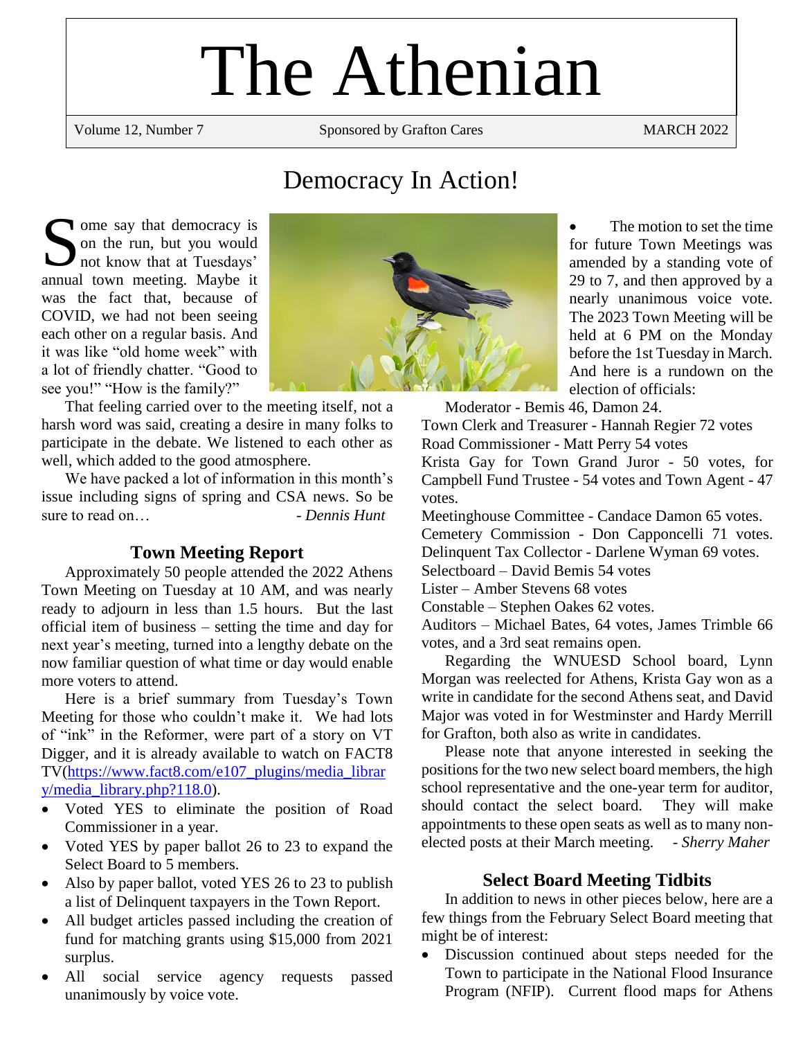# The Athenian

Volume 12, Number 7 | Sponsored by Grafton Cares | MARCH 2022

## Democracy In Action!

Some say that democracy is on the run, but you would not know that at Tuesdays' annual town meeting. Maybe it was the fact that, because of COVID, we had not been seeing each other on a regular basis. And it was like "old home week" with a lot of friendly chatter. "Good to see you!" "How is the family?"

That feeling carried over to the meeting itself, not a harsh word was said, creating a desire in many folks to participate in the debate. We listened to each other as well, which added to the good atmosphere.

We have packed a lot of information in this month's issue including signs of spring and CSA news. So be sure to read on… *- Dennis Hunt*

### Town Meeting Report

Approximately 50 people attended the 2022 Athens Town Meeting on Tuesday at 10 AM, and was nearly ready to adjourn in less than 1.5 hours. But the last official item of business – setting the time and day for next year's meeting, turned into a lengthy debate on the now familiar question of what time or day would enable more voters to attend.

Here is a brief summary from Tuesday's Town Meeting for those who couldn't make it. We had lots of "ink" in the Reformer, were part of a story on VT Digger, and it is already available to watch on FACT8 TV(https://www.fact8.com/e107_plugins/media_library/media_library.php?118.0).

- Voted YES to eliminate the position of Road Commissioner in a year.
- Voted YES by paper ballot 26 to 23 to expand the Select Board to 5 members.
- Also by paper ballot, voted YES 26 to 23 to publish a list of Delinquent taxpayers in the Town Report.
- All budget articles passed including the creation of fund for matching grants using $15,000 from 2021 surplus.
- All social service agency requests passed unanimously by voice vote.
- The motion to set the time for future Town Meetings was amended by a standing vote of 29 to 7, and then approved by a nearly unanimous voice vote. The 2023 Town Meeting will be held at 6 PM on the Monday before the 1st Tuesday in March. And here is a rundown on the election of officials:

Moderator - Bemis 46, Damon 24.
Town Clerk and Treasurer - Hannah Regier 72 votes
Road Commissioner - Matt Perry 54 votes
Krista Gay for Town Grand Juror - 50 votes, for Campbell Fund Trustee - 54 votes and Town Agent - 47 votes.
Meetinghouse Committee - Candace Damon 65 votes.
Cemetery Commission - Don Capponcelli 71 votes.
Delinquent Tax Collector - Darlene Wyman 69 votes.
Selectboard – David Bemis 54 votes
Lister – Amber Stevens 68 votes
Constable – Stephen Oakes 62 votes.
Auditors – Michael Bates, 64 votes, James Trimble 66 votes, and a 3rd seat remains open.

Regarding the WNUESD School board, Lynn Morgan was reelected for Athens, Krista Gay won as a write in candidate for the second Athens seat, and David Major was voted in for Westminster and Hardy Merrill for Grafton, both also as write in candidates.

Please note that anyone interested in seeking the positions for the two new select board members, the high school representative and the one-year term for auditor, should contact the select board. They will make appointments to these open seats as well as to many non-elected posts at their March meeting. *- Sherry Maher*

### Select Board Meeting Tidbits

In addition to news in other pieces below, here are a few things from the February Select Board meeting that might be of interest:

- Discussion continued about steps needed for the Town to participate in the National Flood Insurance Program (NFIP). Current flood maps for Athens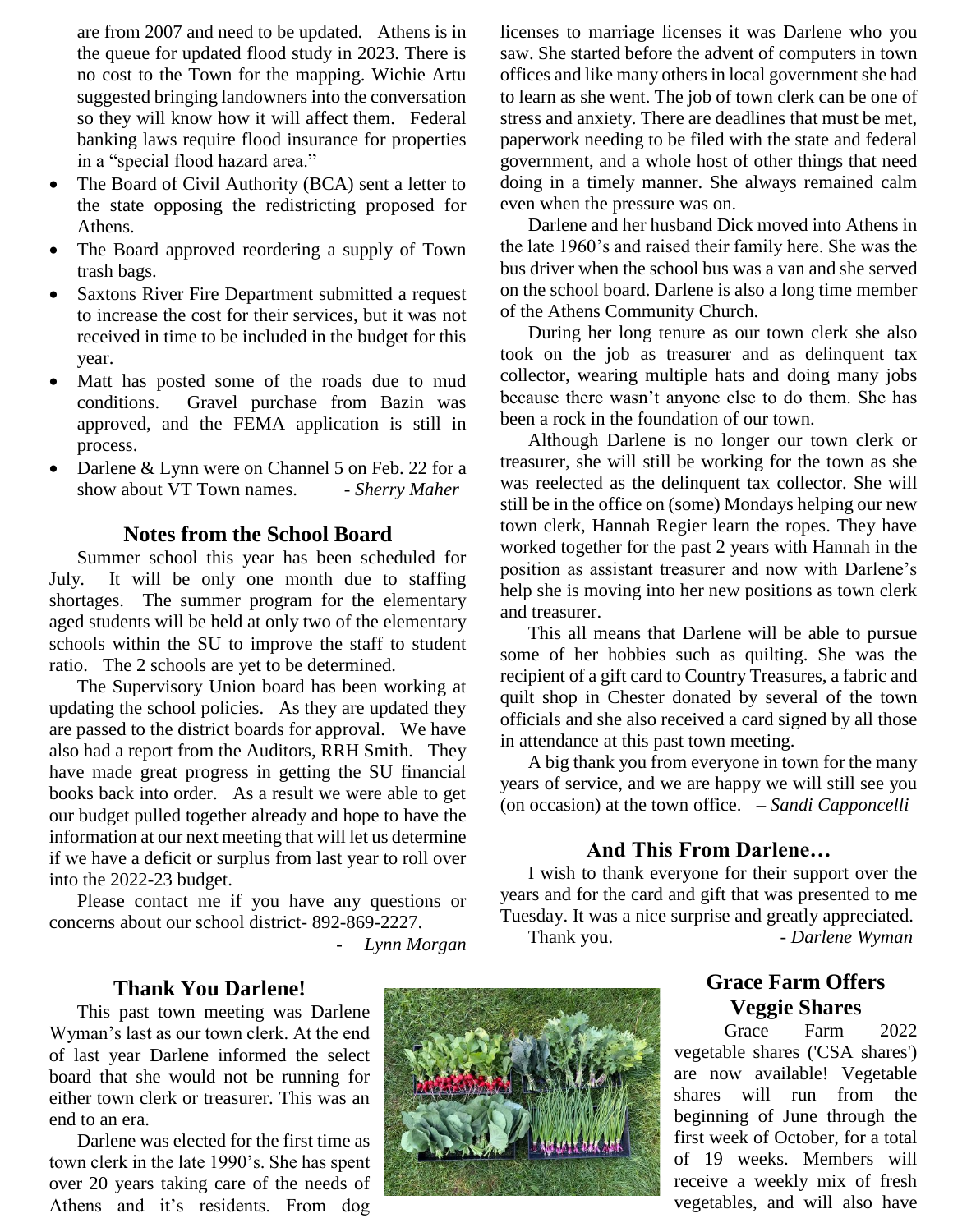are from 2007 and need to be updated. Athens is in the queue for updated flood study in 2023. There is no cost to the Town for the mapping. Wichie Artu suggested bringing landowners into the conversation so they will know how it will affect them. Federal banking laws require flood insurance for properties in a "special flood hazard area."

- The Board of Civil Authority (BCA) sent a letter to the state opposing the redistricting proposed for Athens.
- The Board approved reordering a supply of Town trash bags.
- Saxtons River Fire Department submitted a request to increase the cost for their services, but it was not received in time to be included in the budget for this year.
- Matt has posted some of the roads due to mud conditions. Gravel purchase from Bazin was approved, and the FEMA application is still in process.
- Darlene & Lynn were on Channel 5 on Feb. 22 for a show about VT Town names. *- Sherry Maher*

## Notes from the School Board

Summer school this year has been scheduled for July. It will be only one month due to staffing shortages. The summer program for the elementary aged students will be held at only two of the elementary schools within the SU to improve the staff to student ratio. The 2 schools are yet to be determined.

The Supervisory Union board has been working at updating the school policies. As they are updated they are passed to the district boards for approval. We have also had a report from the Auditors, RRH Smith. They have made great progress in getting the SU financial books back into order. As a result we were able to get our budget pulled together already and hope to have the information at our next meeting that will let us determine if we have a deficit or surplus from last year to roll over into the 2022-23 budget.

Please contact me if you have any questions or concerns about our school district- 892-869-2227.

*- Lynn Morgan*

## Thank You Darlene!

This past town meeting was Darlene Wyman's last as our town clerk. At the end of last year Darlene informed the select board that she would not be running for either town clerk or treasurer. This was an end to an era.

Darlene was elected for the first time as town clerk in the late 1990's. She has spent over 20 years taking care of the needs of Athens and it's residents. From dog licenses to marriage licenses it was Darlene who you saw. She started before the advent of computers in town offices and like many others in local government she had to learn as she went. The job of town clerk can be one of stress and anxiety. There are deadlines that must be met, paperwork needing to be filed with the state and federal government, and a whole host of other things that need doing in a timely manner. She always remained calm even when the pressure was on.

Darlene and her husband Dick moved into Athens in the late 1960's and raised their family here. She was the bus driver when the school bus was a van and she served on the school board. Darlene is also a long time member of the Athens Community Church.

During her long tenure as our town clerk she also took on the job as treasurer and as delinquent tax collector, wearing multiple hats and doing many jobs because there wasn't anyone else to do them. She has been a rock in the foundation of our town.

Although Darlene is no longer our town clerk or treasurer, she will still be working for the town as she was reelected as the delinquent tax collector. She will still be in the office on (some) Mondays helping our new town clerk, Hannah Regier learn the ropes. They have worked together for the past 2 years with Hannah in the position as assistant treasurer and now with Darlene's help she is moving into her new positions as town clerk and treasurer.

This all means that Darlene will be able to pursue some of her hobbies such as quilting. She was the recipient of a gift card to Country Treasures, a fabric and quilt shop in Chester donated by several of the town officials and she also received a card signed by all those in attendance at this past town meeting.

A big thank you from everyone in town for the many years of service, and we are happy we will still see you (on occasion) at the town office. *– Sandi Capponcelli*

## And This From Darlene…

I wish to thank everyone for their support over the years and for the card and gift that was presented to me Tuesday. It was a nice surprise and greatly appreciated.

Thank you. *- Darlene Wyman*

## Grace Farm Offers Veggie Shares

Grace Farm 2022 vegetable shares ('CSA shares') are now available! Vegetable shares will run from the beginning of June through the first week of October, for a total of 19 weeks. Members will receive a weekly mix of fresh vegetables, and will also have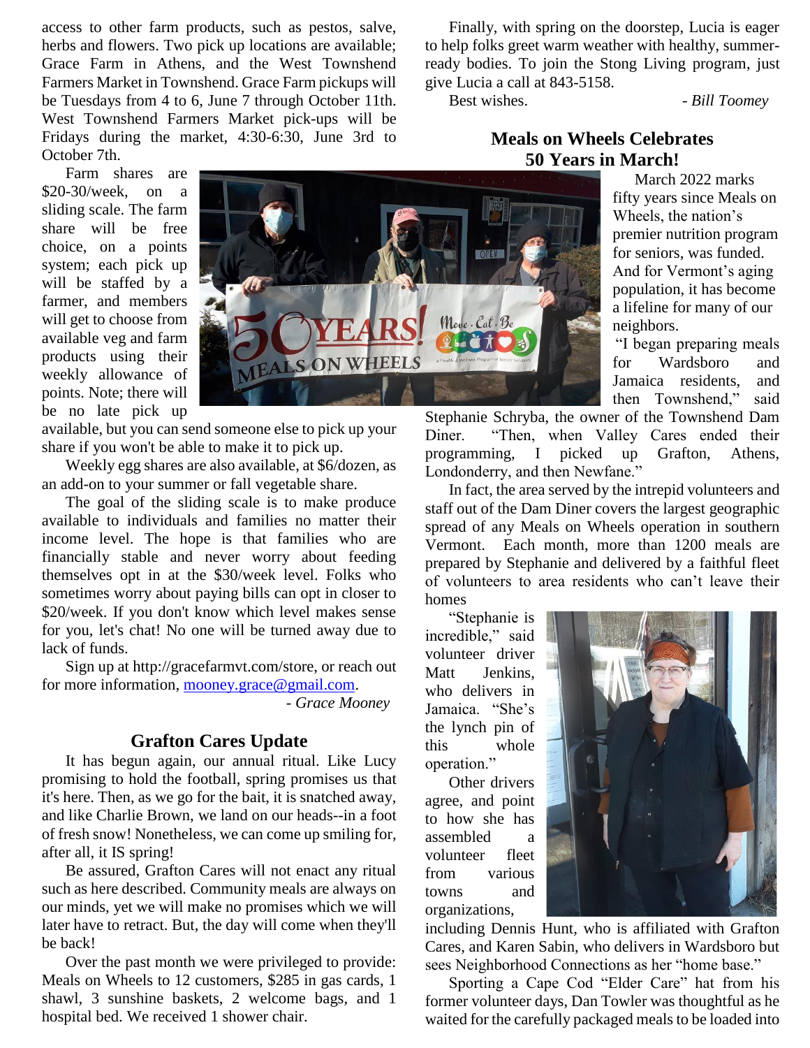access to other farm products, such as pestos, salve, herbs and flowers. Two pick up locations are available; Grace Farm in Athens, and the West Townshend Farmers Market in Townshend. Grace Farm pickups will be Tuesdays from 4 to 6, June 7 through October 11th. West Townshend Farmers Market pick-ups will be Fridays during the market, 4:30-6:30, June 3rd to October 7th.

Farm shares are $20-30/week, on a sliding scale. The farm share will be free choice, on a points system; each pick up will be staffed by a farmer, and members will get to choose from available veg and farm products using their weekly allowance of points. Note; there will be no late pick up available, but you can send someone else to pick up your share if you won't be able to make it to pick up.

Weekly egg shares are also available, at $6/dozen, as an add-on to your summer or fall vegetable share.

The goal of the sliding scale is to make produce available to individuals and families no matter their income level. The hope is that families who are financially stable and never worry about feeding themselves opt in at the $30/week level. Folks who sometimes worry about paying bills can opt in closer to $20/week. If you don't know which level makes sense for you, let's chat! No one will be turned away due to lack of funds.

Sign up at http://gracefarmvt.com/store, or reach out for more information, mooney.grace@gmail.com.

*- Grace Mooney*

## Grafton Cares Update

It has begun again, our annual ritual. Like Lucy promising to hold the football, spring promises us that it's here. Then, as we go for the bait, it is snatched away, and like Charlie Brown, we land on our heads--in a foot of fresh snow! Nonetheless, we can come up smiling for, after all, it IS spring!

Be assured, Grafton Cares will not enact any ritual such as here described. Community meals are always on our minds, yet we will make no promises which we will later have to retract. But, the day will come when they'll be back!

Over the past month we were privileged to provide: Meals on Wheels to 12 customers, $285 in gas cards, 1 shawl, 3 sunshine baskets, 2 welcome bags, and 1 hospital bed. We received 1 shower chair.

Finally, with spring on the doorstep, Lucia is eager to help folks greet warm weather with healthy, summer-ready bodies. To join the Stong Living program, just give Lucia a call at 843-5158.

Best wishes. *- Bill Toomey*

## Meals on Wheels Celebrates 50 Years in March!

March 2022 marks fifty years since Meals on Wheels, the nation's premier nutrition program for seniors, was funded. And for Vermont's aging population, it has become a lifeline for many of our neighbors.

"I began preparing meals for Wardsboro and Jamaica residents, and then Townshend," said Stephanie Schryba, the owner of the Townshend Dam Diner. "Then, when Valley Cares ended their programming, I picked up Grafton, Athens, Londonderry, and then Newfane."

In fact, the area served by the intrepid volunteers and staff out of the Dam Diner covers the largest geographic spread of any Meals on Wheels operation in southern Vermont. Each month, more than 1200 meals are prepared by Stephanie and delivered by a faithful fleet of volunteers to area residents who can't leave their homes

"Stephanie is incredible," said volunteer driver Matt Jenkins, who delivers in Jamaica. "She's the lynch pin of this whole operation."

Other drivers agree, and point to how she has assembled a volunteer fleet from various towns and organizations, including Dennis Hunt, who is affiliated with Grafton Cares, and Karen Sabin, who delivers in Wardsboro but sees Neighborhood Connections as her "home base."

Sporting a Cape Cod "Elder Care" hat from his former volunteer days, Dan Towler was thoughtful as he waited for the carefully packaged meals to be loaded into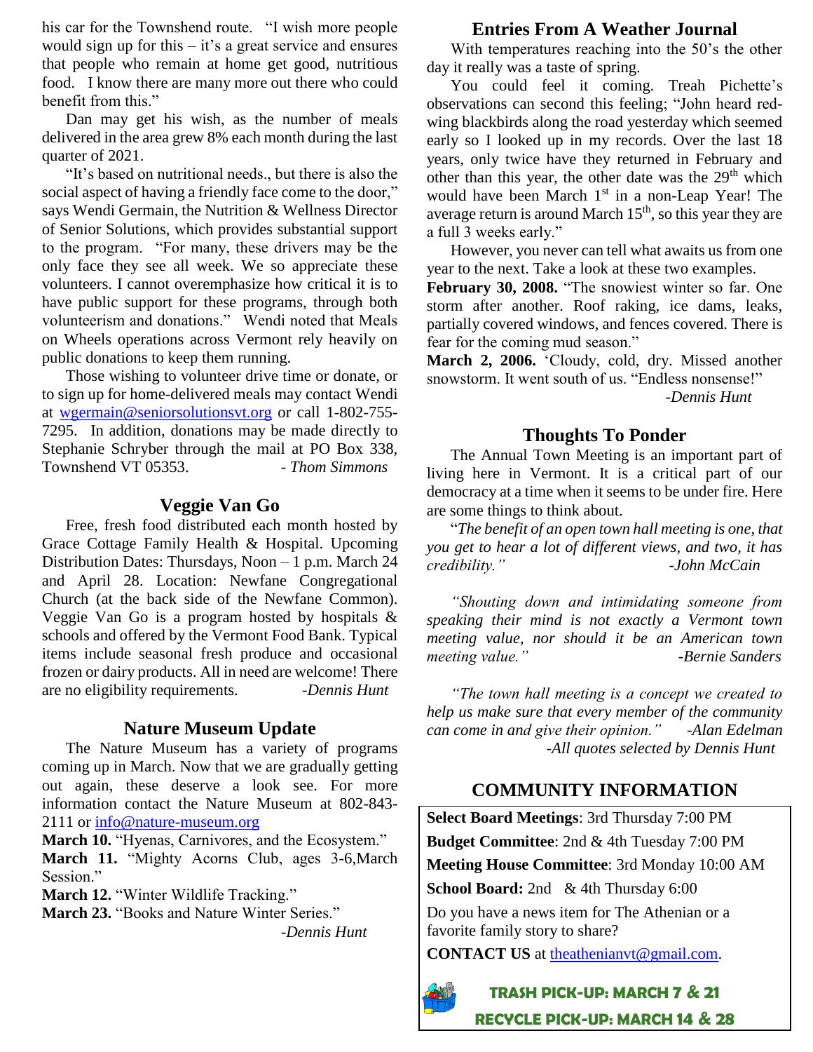his car for the Townshend route. "I wish more people would sign up for this – it's a great service and ensures that people who remain at home get good, nutritious food. I know there are many more out there who could benefit from this."

Dan may get his wish, as the number of meals delivered in the area grew 8% each month during the last quarter of 2021.

"It's based on nutritional needs., but there is also the social aspect of having a friendly face come to the door," says Wendi Germain, the Nutrition & Wellness Director of Senior Solutions, which provides substantial support to the program. "For many, these drivers may be the only face they see all week. We so appreciate these volunteers. I cannot overemphasize how critical it is to have public support for these programs, through both volunteerism and donations." Wendi noted that Meals on Wheels operations across Vermont rely heavily on public donations to keep them running.

Those wishing to volunteer drive time or donate, or to sign up for home-delivered meals may contact Wendi at wgermain@seniorsolutionsvt.org or call 1-802-755-7295. In addition, donations may be made directly to Stephanie Schryber through the mail at PO Box 338, Townshend VT 05353. *- Thom Simmons*

## Veggie Van Go

Free, fresh food distributed each month hosted by Grace Cottage Family Health & Hospital. Upcoming Distribution Dates: Thursdays, Noon – 1 p.m. March 24 and April 28. Location: Newfane Congregational Church (at the back side of the Newfane Common). Veggie Van Go is a program hosted by hospitals & schools and offered by the Vermont Food Bank. Typical items include seasonal fresh produce and occasional frozen or dairy products. All in need are welcome! There are no eligibility requirements. *-Dennis Hunt*

## Nature Museum Update

The Nature Museum has a variety of programs coming up in March. Now that we are gradually getting out again, these deserve a look see. For more information contact the Nature Museum at 802-843-2111 or info@nature-museum.org

**March 10.** "Hyenas, Carnivores, and the Ecosystem."
**March 11.** "Mighty Acorns Club, ages 3-6,March Session."
**March 12.** "Winter Wildlife Tracking."
**March 23.** "Books and Nature Winter Series."

*-Dennis Hunt*

## Entries From A Weather Journal

With temperatures reaching into the 50's the other day it really was a taste of spring.

You could feel it coming. Treah Pichette's observations can second this feeling; "John heard red-wing blackbirds along the road yesterday which seemed early so I looked up in my records. Over the last 18 years, only twice have they returned in February and other than this year, the other date was the 29th which would have been March 1st in a non-Leap Year! The average return is around March 15th, so this year they are a full 3 weeks early."

However, you never can tell what awaits us from one year to the next. Take a look at these two examples.

**February 30, 2008.** "The snowiest winter so far. One storm after another. Roof raking, ice dams, leaks, partially covered windows, and fences covered. There is fear for the coming mud season."

**March 2, 2006.** 'Cloudy, cold, dry. Missed another snowstorm. It went south of us. "Endless nonsense!"

*-Dennis Hunt*

## Thoughts To Ponder

The Annual Town Meeting is an important part of living here in Vermont. It is a critical part of our democracy at a time when it seems to be under fire. Here are some things to think about.

"*The benefit of an open town hall meeting is one, that you get to hear a lot of different views, and two, it has credibility." -John McCain*

*"Shouting down and intimidating someone from speaking their mind is not exactly a Vermont town meeting value, nor should it be an American town meeting value." -Bernie Sanders*

*"The town hall meeting is a concept we created to help us make sure that every member of the community can come in and give their opinion." -Alan Edelman*

*-All quotes selected by Dennis Hunt*

## COMMUNITY INFORMATION

**Select Board Meetings**: 3rd Thursday 7:00 PM

**Budget Committee**: 2nd & 4th Tuesday 7:00 PM

**Meeting House Committee**: 3rd Monday 10:00 AM

**School Board:** 2nd & 4th Thursday 6:00

Do you have a news item for The Athenian or a favorite family story to share?

**CONTACT US** at theathenianvt@gmail.com.

**TRASH PICK-UP: MARCH 7 & 21**

**RECYCLE PICK-UP: MARCH 14 & 28**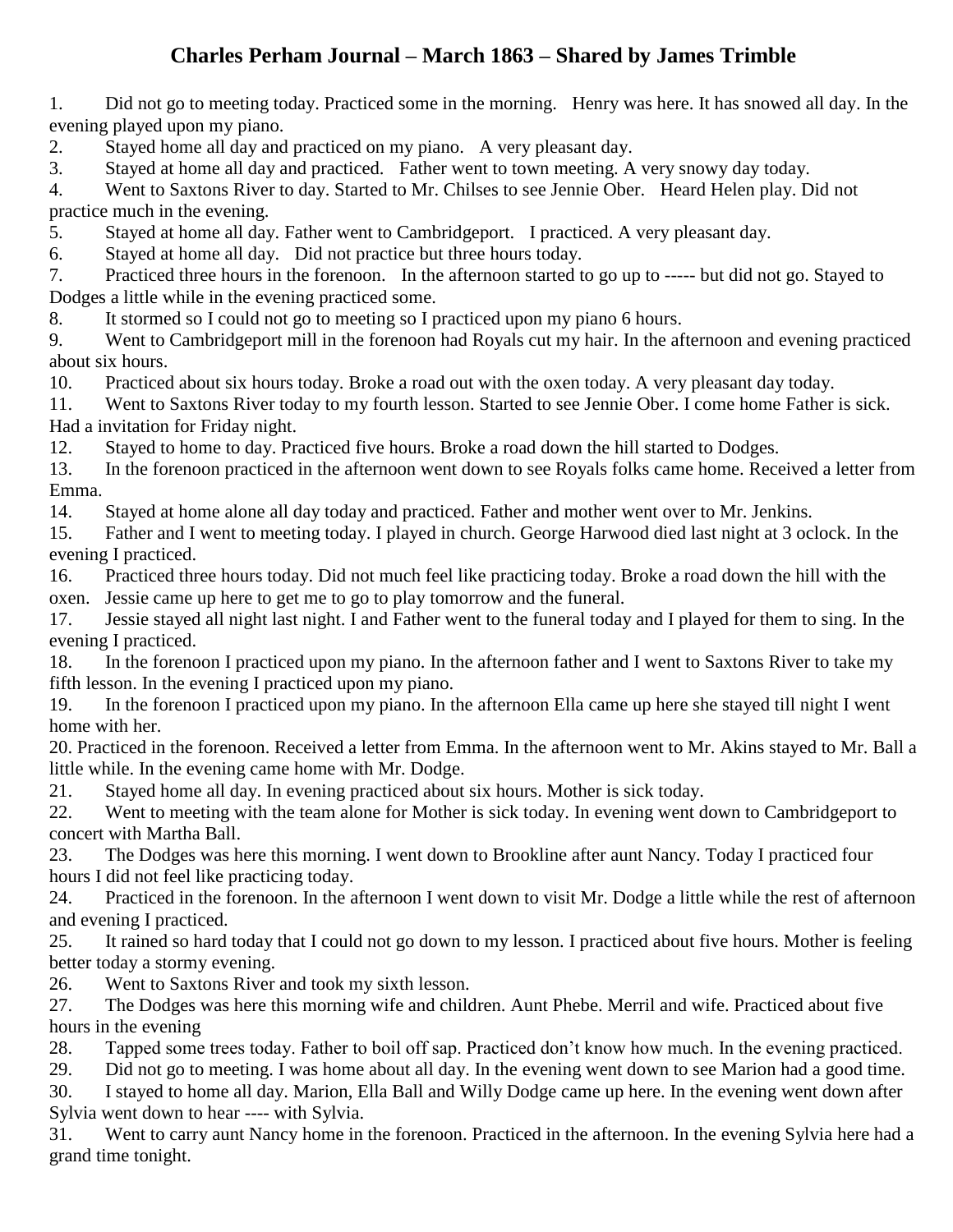## Charles Perham Journal – March 1863 – Shared by James Trimble

1. Did not go to meeting today. Practiced some in the morning. Henry was here. It has snowed all day. In the evening played upon my piano.
2. Stayed home all day and practiced on my piano. A very pleasant day.
3. Stayed at home all day and practiced. Father went to town meeting. A very snowy day today.
4. Went to Saxtons River to day. Started to Mr. Chilses to see Jennie Ober. Heard Helen play. Did not practice much in the evening.
5. Stayed at home all day. Father went to Cambridgeport. I practiced. A very pleasant day.
6. Stayed at home all day. Did not practice but three hours today.
7. Practiced three hours in the forenoon. In the afternoon started to go up to ----- but did not go. Stayed to Dodges a little while in the evening practiced some.
8. It stormed so I could not go to meeting so I practiced upon my piano 6 hours.
9. Went to Cambridgeport mill in the forenoon had Royals cut my hair. In the afternoon and evening practiced about six hours.
10. Practiced about six hours today. Broke a road out with the oxen today. A very pleasant day today.
11. Went to Saxtons River today to my fourth lesson. Started to see Jennie Ober. I come home Father is sick. Had a invitation for Friday night.
12. Stayed to home to day. Practiced five hours. Broke a road down the hill started to Dodges.
13. In the forenoon practiced in the afternoon went down to see Royals folks came home. Received a letter from Emma.
14. Stayed at home alone all day today and practiced. Father and mother went over to Mr. Jenkins.
15. Father and I went to meeting today. I played in church. George Harwood died last night at 3 oclock. In the evening I practiced.
16. Practiced three hours today. Did not much feel like practicing today. Broke a road down the hill with the oxen. Jessie came up here to get me to go to play tomorrow and the funeral.
17. Jessie stayed all night last night. I and Father went to the funeral today and I played for them to sing. In the evening I practiced.
18. In the forenoon I practiced upon my piano. In the afternoon father and I went to Saxtons River to take my fifth lesson. In the evening I practiced upon my piano.
19. In the forenoon I practiced upon my piano. In the afternoon Ella came up here she stayed till night I went home with her.
20. Practiced in the forenoon. Received a letter from Emma. In the afternoon went to Mr. Akins stayed to Mr. Ball a little while. In the evening came home with Mr. Dodge.
21. Stayed home all day. In evening practiced about six hours. Mother is sick today.
22. Went to meeting with the team alone for Mother is sick today. In evening went down to Cambridgeport to concert with Martha Ball.
23. The Dodges was here this morning. I went down to Brookline after aunt Nancy. Today I practiced four hours I did not feel like practicing today.
24. Practiced in the forenoon. In the afternoon I went down to visit Mr. Dodge a little while the rest of afternoon and evening I practiced.
25. It rained so hard today that I could not go down to my lesson. I practiced about five hours. Mother is feeling better today a stormy evening.
26. Went to Saxtons River and took my sixth lesson.
27. The Dodges was here this morning wife and children. Aunt Phebe. Merril and wife. Practiced about five hours in the evening
28. Tapped some trees today. Father to boil off sap. Practiced don't know how much. In the evening practiced.
29. Did not go to meeting. I was home about all day. In the evening went down to see Marion had a good time.
30. I stayed to home all day. Marion, Ella Ball and Willy Dodge came up here. In the evening went down after Sylvia went down to hear ---- with Sylvia.
31. Went to carry aunt Nancy home in the forenoon. Practiced in the afternoon. In the evening Sylvia here had a grand time tonight.